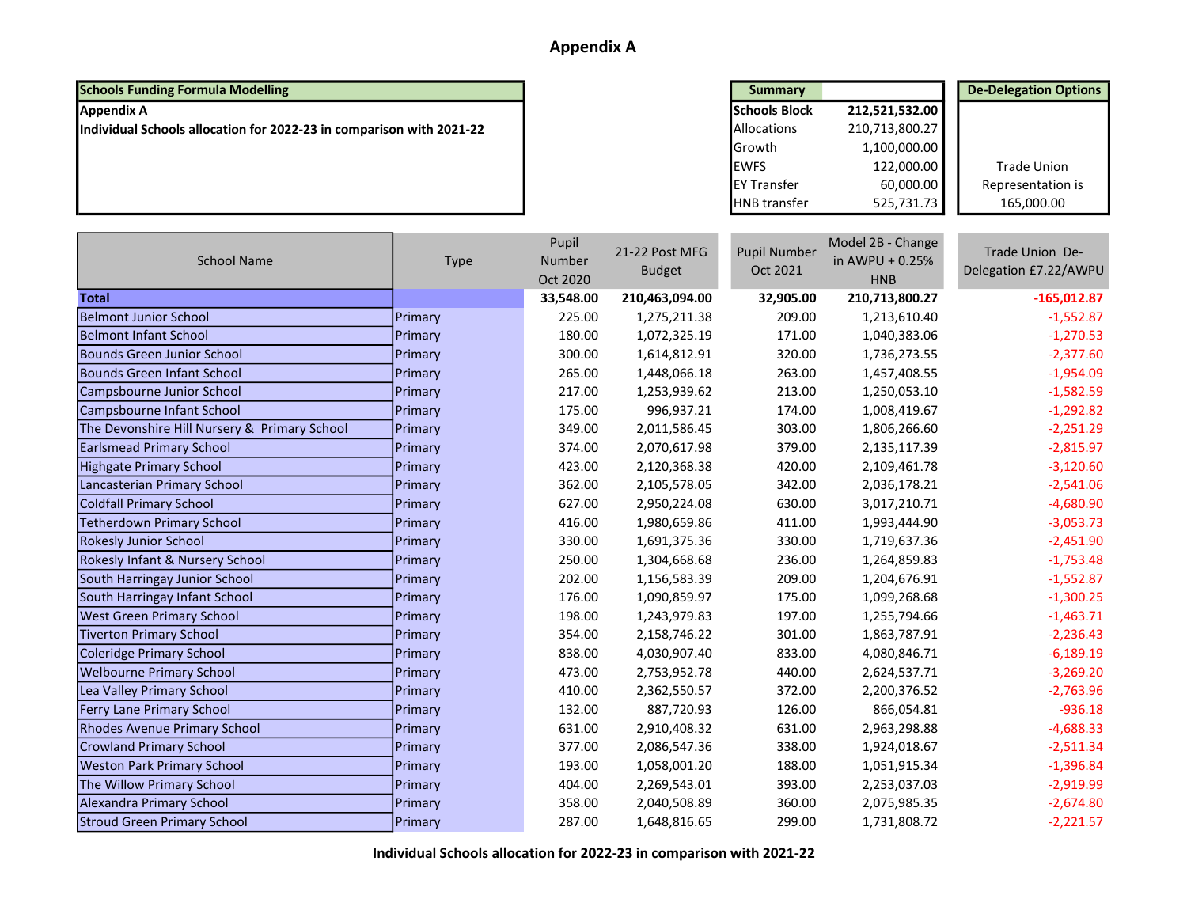# Appendix A

| Schools Funding Formula Modelling |
|---|
| Appendix A |
| Individual Schools allocation for 2022-23 in comparison with 2021-22 |

| Summary | |
|---|---|
| Schools Block | 212,521,532.00 |
| Allocations | 210,713,800.27 |
| Growth | 1,100,000.00 |
| EWFS | 122,000.00 |
| EY Transfer | 60,000.00 |
| HNB transfer | 525,731.73 |

| De-Delegation Options |
|---|
| Trade Union Representation is 165,000.00 |

| School Name | Type | Pupil Number Oct 2020 | 21-22 Post MFG Budget | Pupil Number Oct 2021 | Model 2B - Change in AWPU + 0.25% HNB | Trade Union De-Delegation £7.22/AWPU |
|---|---|---|---|---|---|---|
| **Total** | | **33,548.00** | **210,463,094.00** | **32,905.00** | **210,713,800.27** | **-165,012.87** |
| Belmont Junior School | Primary | 225.00 | 1,275,211.38 | 209.00 | 1,213,610.40 | -1,552.87 |
| Belmont Infant School | Primary | 180.00 | 1,072,325.19 | 171.00 | 1,040,383.06 | -1,270.53 |
| Bounds Green Junior School | Primary | 300.00 | 1,614,812.91 | 320.00 | 1,736,273.55 | -2,377.60 |
| Bounds Green Infant School | Primary | 265.00 | 1,448,066.18 | 263.00 | 1,457,408.55 | -1,954.09 |
| Campsbourne Junior School | Primary | 217.00 | 1,253,939.62 | 213.00 | 1,250,053.10 | -1,582.59 |
| Campsbourne Infant School | Primary | 175.00 | 996,937.21 | 174.00 | 1,008,419.67 | -1,292.82 |
| The Devonshire Hill Nursery & Primary School | Primary | 349.00 | 2,011,586.45 | 303.00 | 1,806,266.60 | -2,251.29 |
| Earlsmead Primary School | Primary | 374.00 | 2,070,617.98 | 379.00 | 2,135,117.39 | -2,815.97 |
| Highgate Primary School | Primary | 423.00 | 2,120,368.38 | 420.00 | 2,109,461.78 | -3,120.60 |
| Lancasterian Primary School | Primary | 362.00 | 2,105,578.05 | 342.00 | 2,036,178.21 | -2,541.06 |
| Coldfall Primary School | Primary | 627.00 | 2,950,224.08 | 630.00 | 3,017,210.71 | -4,680.90 |
| Tetherdown Primary School | Primary | 416.00 | 1,980,659.86 | 411.00 | 1,993,444.90 | -3,053.73 |
| Rokesly Junior School | Primary | 330.00 | 1,691,375.36 | 330.00 | 1,719,637.36 | -2,451.90 |
| Rokesly Infant & Nursery School | Primary | 250.00 | 1,304,668.68 | 236.00 | 1,264,859.83 | -1,753.48 |
| South Harringay Junior School | Primary | 202.00 | 1,156,583.39 | 209.00 | 1,204,676.91 | -1,552.87 |
| South Harringay Infant School | Primary | 176.00 | 1,090,859.97 | 175.00 | 1,099,268.68 | -1,300.25 |
| West Green Primary School | Primary | 198.00 | 1,243,979.83 | 197.00 | 1,255,794.66 | -1,463.71 |
| Tiverton Primary School | Primary | 354.00 | 2,158,746.22 | 301.00 | 1,863,787.91 | -2,236.43 |
| Coleridge Primary School | Primary | 838.00 | 4,030,907.40 | 833.00 | 4,080,846.71 | -6,189.19 |
| Welbourne Primary School | Primary | 473.00 | 2,753,952.78 | 440.00 | 2,624,537.71 | -3,269.20 |
| Lea Valley Primary School | Primary | 410.00 | 2,362,550.57 | 372.00 | 2,200,376.52 | -2,763.96 |
| Ferry Lane Primary School | Primary | 132.00 | 887,720.93 | 126.00 | 866,054.81 | -936.18 |
| Rhodes Avenue Primary School | Primary | 631.00 | 2,910,408.32 | 631.00 | 2,963,298.88 | -4,688.33 |
| Crowland Primary School | Primary | 377.00 | 2,086,547.36 | 338.00 | 1,924,018.67 | -2,511.34 |
| Weston Park Primary School | Primary | 193.00 | 1,058,001.20 | 188.00 | 1,051,915.34 | -1,396.84 |
| The Willow Primary School | Primary | 404.00 | 2,269,543.01 | 393.00 | 2,253,037.03 | -2,919.99 |
| Alexandra Primary School | Primary | 358.00 | 2,040,508.89 | 360.00 | 2,075,985.35 | -2,674.80 |
| Stroud Green Primary School | Primary | 287.00 | 1,648,816.65 | 299.00 | 1,731,808.72 | -2,221.57 |

**Individual Schools allocation for 2022-23 in comparison with 2021-22**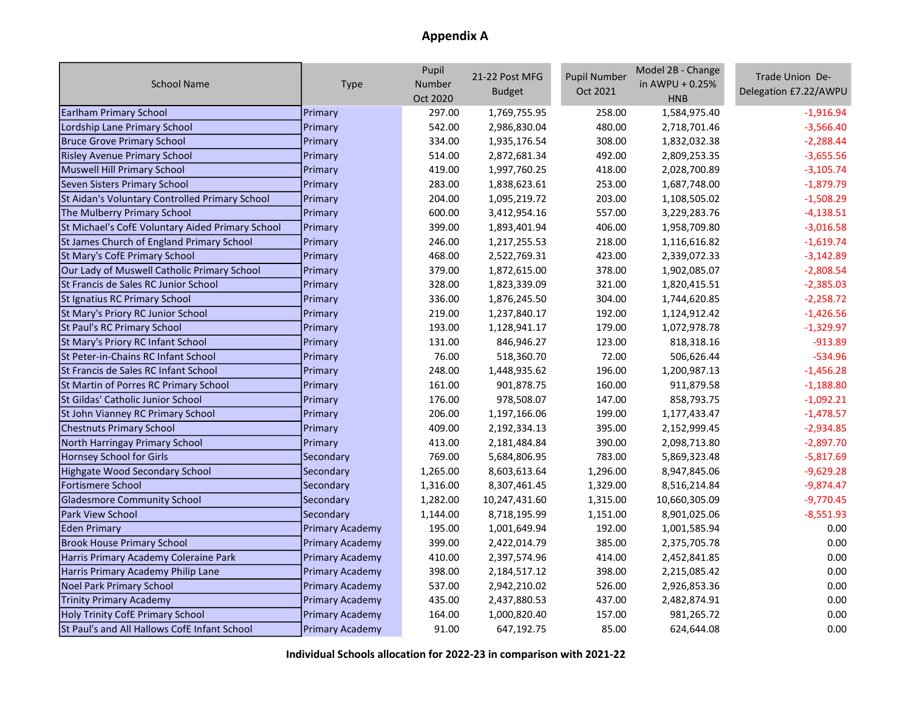## Appendix A

| School Name | Type | Pupil Number Oct 2020 | 21-22 Post MFG Budget | Pupil Number Oct 2021 | Model 2B - Change in AWPU + 0.25% HNB | Trade Union De-Delegation £7.22/AWPU |
|---|---|---|---|---|---|---|
| Earlham Primary School | Primary | 297.00 | 1,769,755.95 | 258.00 | 1,584,975.40 | -1,916.94 |
| Lordship Lane Primary School | Primary | 542.00 | 2,986,830.04 | 480.00 | 2,718,701.46 | -3,566.40 |
| Bruce Grove Primary School | Primary | 334.00 | 1,935,176.54 | 308.00 | 1,832,032.38 | -2,288.44 |
| Risley Avenue Primary School | Primary | 514.00 | 2,872,681.34 | 492.00 | 2,809,253.35 | -3,655.56 |
| Muswell Hill Primary School | Primary | 419.00 | 1,997,760.25 | 418.00 | 2,028,700.89 | -3,105.74 |
| Seven Sisters Primary School | Primary | 283.00 | 1,838,623.61 | 253.00 | 1,687,748.00 | -1,879.79 |
| St Aidan's Voluntary Controlled Primary School | Primary | 204.00 | 1,095,219.72 | 203.00 | 1,108,505.02 | -1,508.29 |
| The Mulberry Primary School | Primary | 600.00 | 3,412,954.16 | 557.00 | 3,229,283.76 | -4,138.51 |
| St Michael's CofE Voluntary Aided Primary School | Primary | 399.00 | 1,893,401.94 | 406.00 | 1,958,709.80 | -3,016.58 |
| St James Church of England Primary School | Primary | 246.00 | 1,217,255.53 | 218.00 | 1,116,616.82 | -1,619.74 |
| St Mary's CofE Primary School | Primary | 468.00 | 2,522,769.31 | 423.00 | 2,339,072.33 | -3,142.89 |
| Our Lady of Muswell Catholic Primary School | Primary | 379.00 | 1,872,615.00 | 378.00 | 1,902,085.07 | -2,808.54 |
| St Francis de Sales RC Junior School | Primary | 328.00 | 1,823,339.09 | 321.00 | 1,820,415.51 | -2,385.03 |
| St Ignatius RC Primary School | Primary | 336.00 | 1,876,245.50 | 304.00 | 1,744,620.85 | -2,258.72 |
| St Mary's Priory RC Junior School | Primary | 219.00 | 1,237,840.17 | 192.00 | 1,124,912.42 | -1,426.56 |
| St Paul's RC Primary School | Primary | 193.00 | 1,128,941.17 | 179.00 | 1,072,978.78 | -1,329.97 |
| St Mary's Priory RC Infant School | Primary | 131.00 | 846,946.27 | 123.00 | 818,318.16 | -913.89 |
| St Peter-in-Chains RC Infant School | Primary | 76.00 | 518,360.70 | 72.00 | 506,626.44 | -534.96 |
| St Francis de Sales RC Infant School | Primary | 248.00 | 1,448,935.62 | 196.00 | 1,200,987.13 | -1,456.28 |
| St Martin of Porres RC Primary School | Primary | 161.00 | 901,878.75 | 160.00 | 911,879.58 | -1,188.80 |
| St Gildas' Catholic Junior School | Primary | 176.00 | 978,508.07 | 147.00 | 858,793.75 | -1,092.21 |
| St John Vianney RC Primary School | Primary | 206.00 | 1,197,166.06 | 199.00 | 1,177,433.47 | -1,478.57 |
| Chestnuts Primary School | Primary | 409.00 | 2,192,334.13 | 395.00 | 2,152,999.45 | -2,934.85 |
| North Harringay Primary School | Primary | 413.00 | 2,181,484.84 | 390.00 | 2,098,713.80 | -2,897.70 |
| Hornsey School for Girls | Secondary | 769.00 | 5,684,806.95 | 783.00 | 5,869,323.48 | -5,817.69 |
| Highgate Wood Secondary School | Secondary | 1,265.00 | 8,603,613.64 | 1,296.00 | 8,947,845.06 | -9,629.28 |
| Fortismere School | Secondary | 1,316.00 | 8,307,461.45 | 1,329.00 | 8,516,214.84 | -9,874.47 |
| Gladesmore Community School | Secondary | 1,282.00 | 10,247,431.60 | 1,315.00 | 10,660,305.09 | -9,770.45 |
| Park View School | Secondary | 1,144.00 | 8,718,195.99 | 1,151.00 | 8,901,025.06 | -8,551.93 |
| Eden Primary | Primary Academy | 195.00 | 1,001,649.94 | 192.00 | 1,001,585.94 | 0.00 |
| Brook House Primary School | Primary Academy | 399.00 | 2,422,014.79 | 385.00 | 2,375,705.78 | 0.00 |
| Harris Primary Academy Coleraine Park | Primary Academy | 410.00 | 2,397,574.96 | 414.00 | 2,452,841.85 | 0.00 |
| Harris Primary Academy Philip Lane | Primary Academy | 398.00 | 2,184,517.12 | 398.00 | 2,215,085.42 | 0.00 |
| Noel Park Primary School | Primary Academy | 537.00 | 2,942,210.02 | 526.00 | 2,926,853.36 | 0.00 |
| Trinity Primary Academy | Primary Academy | 435.00 | 2,437,880.53 | 437.00 | 2,482,874.91 | 0.00 |
| Holy Trinity CofE Primary School | Primary Academy | 164.00 | 1,000,820.40 | 157.00 | 981,265.72 | 0.00 |
| St Paul's and All Hallows CofE Infant School | Primary Academy | 91.00 | 647,192.75 | 85.00 | 624,644.08 | 0.00 |

**Individual Schools allocation for 2022-23 in comparison with 2021-22**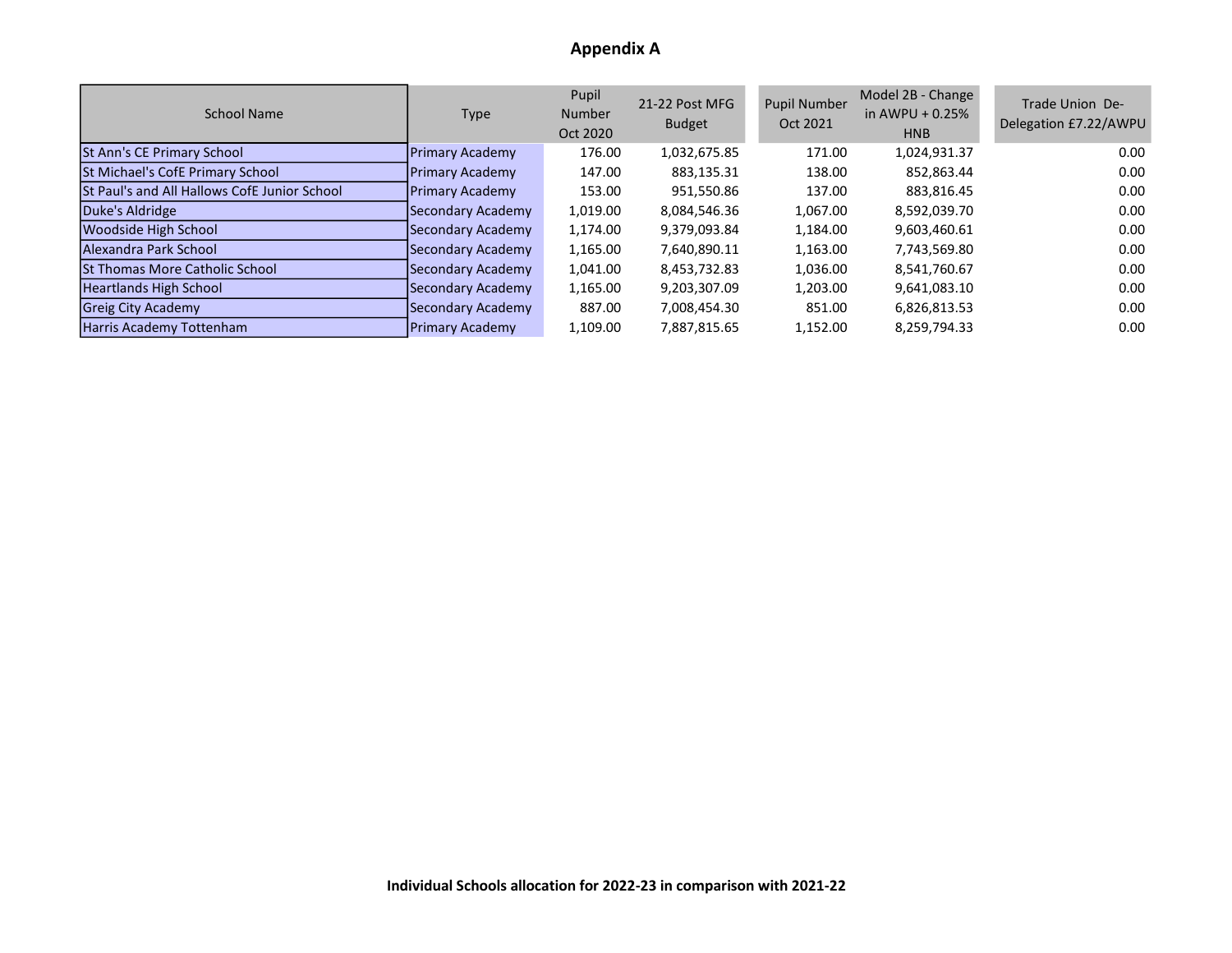# Appendix A

| School Name | Type | Pupil Number Oct 2020 | 21-22 Post MFG Budget | Pupil Number Oct 2021 | Model 2B - Change in AWPU + 0.25% HNB | Trade Union De-Delegation £7.22/AWPU |
|---|---|---|---|---|---|---|
| St Ann's CE Primary School | Primary Academy | 176.00 | 1,032,675.85 | 171.00 | 1,024,931.37 | 0.00 |
| St Michael's CofE Primary School | Primary Academy | 147.00 | 883,135.31 | 138.00 | 852,863.44 | 0.00 |
| St Paul's and All Hallows CofE Junior School | Primary Academy | 153.00 | 951,550.86 | 137.00 | 883,816.45 | 0.00 |
| Duke's Aldridge | Secondary Academy | 1,019.00 | 8,084,546.36 | 1,067.00 | 8,592,039.70 | 0.00 |
| Woodside High School | Secondary Academy | 1,174.00 | 9,379,093.84 | 1,184.00 | 9,603,460.61 | 0.00 |
| Alexandra Park School | Secondary Academy | 1,165.00 | 7,640,890.11 | 1,163.00 | 7,743,569.80 | 0.00 |
| St Thomas More Catholic School | Secondary Academy | 1,041.00 | 8,453,732.83 | 1,036.00 | 8,541,760.67 | 0.00 |
| Heartlands High School | Secondary Academy | 1,165.00 | 9,203,307.09 | 1,203.00 | 9,641,083.10 | 0.00 |
| Greig City Academy | Secondary Academy | 887.00 | 7,008,454.30 | 851.00 | 6,826,813.53 | 0.00 |
| Harris Academy Tottenham | Primary Academy | 1,109.00 | 7,887,815.65 | 1,152.00 | 8,259,794.33 | 0.00 |

**Individual Schools allocation for 2022-23 in comparison with 2021-22**